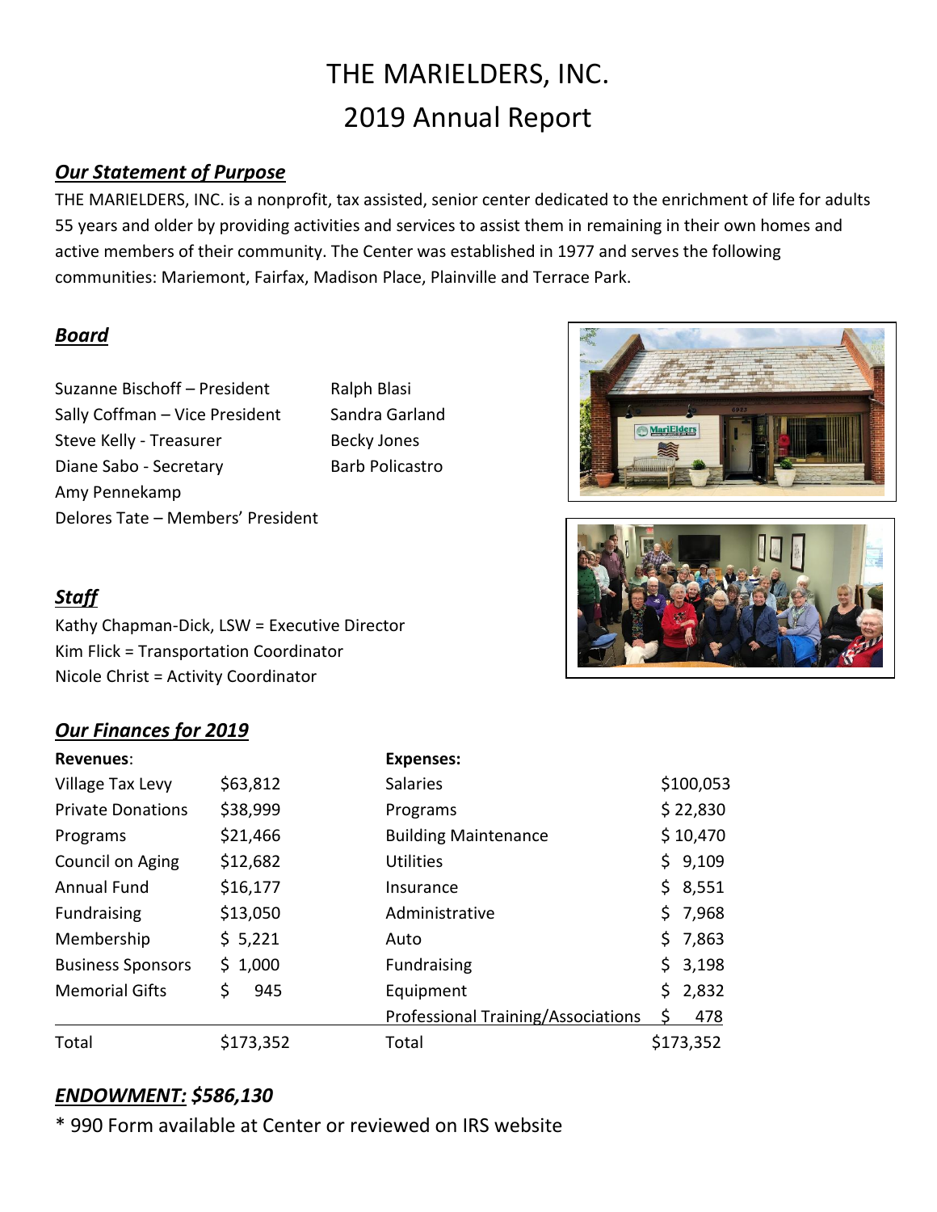# THE MARIELDERS, INC.
# 2019 Annual Report

## ***Our Statement of Purpose***

THE MARIELDERS, INC. is a nonprofit, tax assisted, senior center dedicated to the enrichment of life for adults 55 years and older by providing activities and services to assist them in remaining in their own homes and active members of their community. The Center was established in 1977 and serves the following communities: Mariemont, Fairfax, Madison Place, Plainville and Terrace Park.

## ***Board***

Suzanne Bischoff – President
Sally Coffman – Vice President
Steve Kelly - Treasurer
Diane Sabo - Secretary
Amy Pennekamp
Delores Tate – Members' President
Ralph Blasi
Sandra Garland
Becky Jones
Barb Policastro

## ***Staff***

Kathy Chapman-Dick, LSW = Executive Director
Kim Flick = Transportation Coordinator
Nicole Christ = Activity Coordinator

## ***Our Finances for 2019***

| **Revenues**: | | **Expenses:** | |
|---|---|---|---|
| Village Tax Levy | $63,812 | Salaries | $100,053 |
| Private Donations | $38,999 | Programs | $ 22,830 |
| Programs | $21,466 | Building Maintenance | $ 10,470 |
| Council on Aging | $12,682 | Utilities | $ 9,109 |
| Annual Fund | $16,177 | Insurance | $ 8,551 |
| Fundraising | $13,050 | Administrative | $ 7,968 |
| Membership | $ 5,221 | Auto | $ 7,863 |
| Business Sponsors | $ 1,000 | Fundraising | $ 3,198 |
| Memorial Gifts | $ 945 | Equipment | $ 2,832 |
| | | Professional Training/Associations | $ 478 |
| Total | $173,352 | Total | $173,352 |

## ***ENDOWMENT: $586,130***

* 990 Form available at Center or reviewed on IRS website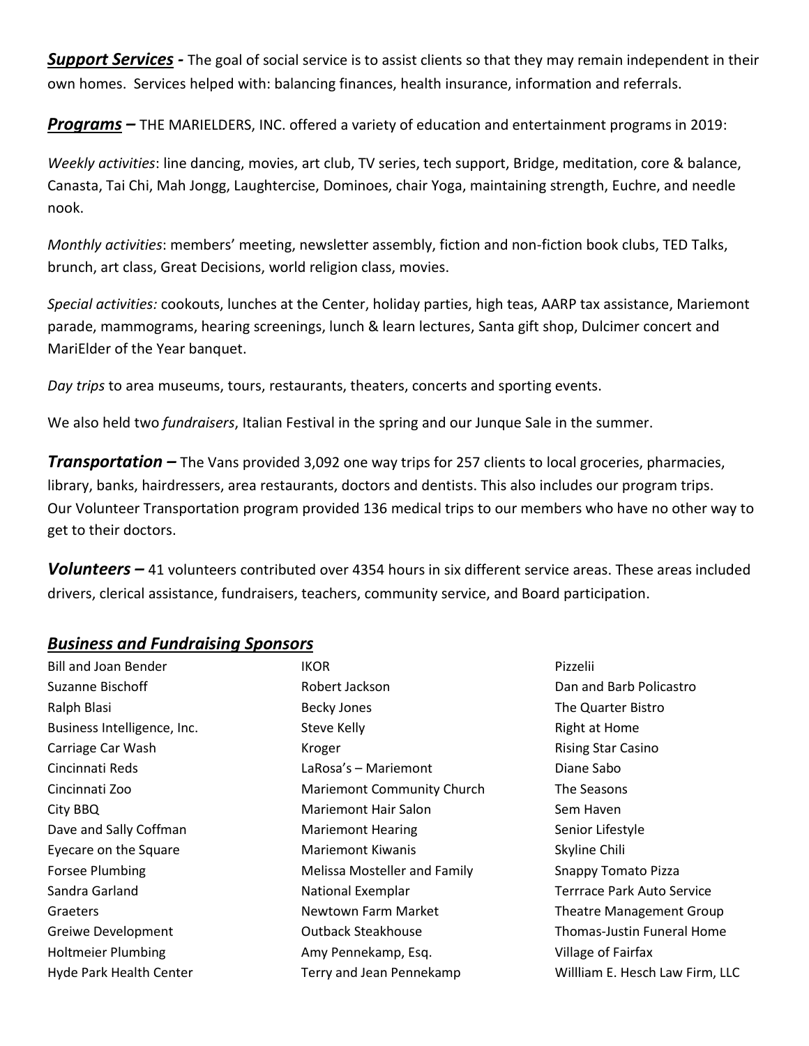***Support Services*** ***-*** The goal of social service is to assist clients so that they may remain independent in their own homes. Services helped with: balancing finances, health insurance, information and referrals.

***Programs*** **–** THE MARIELDERS, INC. offered a variety of education and entertainment programs in 2019:

*Weekly activities*: line dancing, movies, art club, TV series, tech support, Bridge, meditation, core & balance, Canasta, Tai Chi, Mah Jongg, Laughtercise, Dominoes, chair Yoga, maintaining strength, Euchre, and needle nook.

*Monthly activities*: members' meeting, newsletter assembly, fiction and non-fiction book clubs, TED Talks, brunch, art class, Great Decisions, world religion class, movies.

*Special activities:* cookouts, lunches at the Center, holiday parties, high teas, AARP tax assistance, Mariemont parade, mammograms, hearing screenings, lunch & learn lectures, Santa gift shop, Dulcimer concert and MariElder of the Year banquet.

*Day trips* to area museums, tours, restaurants, theaters, concerts and sporting events.

We also held two *fundraisers*, Italian Festival in the spring and our Junque Sale in the summer.

***Transportation*** **–** The Vans provided 3,092 one way trips for 257 clients to local groceries, pharmacies, library, banks, hairdressers, area restaurants, doctors and dentists. This also includes our program trips. Our Volunteer Transportation program provided 136 medical trips to our members who have no other way to get to their doctors.

***Volunteers*** **–** 41 volunteers contributed over 4354 hours in six different service areas. These areas included drivers, clerical assistance, fundraisers, teachers, community service, and Board participation.

## ***Business and Fundraising Sponsors***

Bill and Joan Bender
Suzanne Bischoff
Ralph Blasi
Business Intelligence, Inc.
Carriage Car Wash
Cincinnati Reds
Cincinnati Zoo
City BBQ
Dave and Sally Coffman
Eyecare on the Square
Forsee Plumbing
Sandra Garland
Graeters
Greiwe Development
Holtmeier Plumbing
Hyde Park Health Center
IKOR
Robert Jackson
Becky Jones
Steve Kelly
Kroger
LaRosa's – Mariemont
Mariemont Community Church
Mariemont Hair Salon
Mariemont Hearing
Mariemont Kiwanis
Melissa Mosteller and Family
National Exemplar
Newtown Farm Market
Outback Steakhouse
Amy Pennekamp, Esq.
Terry and Jean Pennekamp
Pizzelii
Dan and Barb Policastro
The Quarter Bistro
Right at Home
Rising Star Casino
Diane Sabo
The Seasons
Sem Haven
Senior Lifestyle
Skyline Chili
Snappy Tomato Pizza
Terrrace Park Auto Service
Theatre Management Group
Thomas-Justin Funeral Home
Village of Fairfax
Willliam E. Hesch Law Firm, LLC